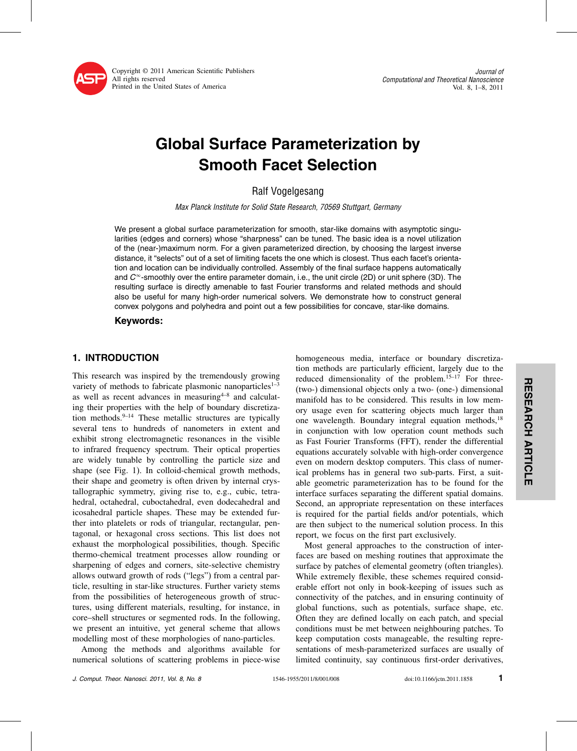# Global Surface Parameterization by Smooth Facet Selection

Ralf Vogelgesang

*Max Planck Institute for Solid State Research, 70569 Stuttgart, Germany*

We present a global surface parameterization for smooth, star-like domains with asymptotic singularities (edges and corners) whose "sharpness" can be tuned. The basic idea is a novel utilization of the (near-)maximum norm. For a given parameterized direction, by choosing the largest inverse distance, it "selects" out of a set of limiting facets the one which is closest. Thus each facet's orientation and location can be individually controlled. Assembly of the final surface happens automatically and $C^\infty$-smoothly over the entire parameter domain, i.e., the unit circle (2D) or unit sphere (3D). The resulting surface is directly amenable to fast Fourier transforms and related methods and should also be useful for many high-order numerical solvers. We demonstrate how to construct general convex polygons and polyhedra and point out a few possibilities for concave, star-like domains.

**Keywords:**

## 1. INTRODUCTION

This research was inspired by the tremendously growing variety of methods to fabricate plasmonic nanoparticles[1–3] as well as recent advances in measuring[4–8] and calculating their properties with the help of boundary discretization methods.[9–14] These metallic structures are typically several tens to hundreds of nanometers in extent and exhibit strong electromagnetic resonances in the visible to infrared frequency spectrum. Their optical properties are widely tunable by controlling the particle size and shape (see Fig. 1). In colloid-chemical growth methods, their shape and geometry is often driven by internal crystallographic symmetry, giving rise to, e.g., cubic, tetrahedral, octahedral, cuboctahedral, even dodecahedral and icosahedral particle shapes. These may be extended further into platelets or rods of triangular, rectangular, pentagonal, or hexagonal cross sections. This list does not exhaust the morphological possibilities, though. Specific thermo-chemical treatment processes allow rounding or sharpening of edges and corners, site-selective chemistry allows outward growth of rods ("legs") from a central particle, resulting in star-like structures. Further variety stems from the possibilities of heterogeneous growth of structures, using different materials, resulting, for instance, in core–shell structures or segmented rods. In the following, we present an intuitive, yet general scheme that allows modelling most of these morphologies of nano-particles.

Among the methods and algorithms available for numerical solutions of scattering problems in piece-wise homogeneous media, interface or boundary discretization methods are particularly efficient, largely due to the reduced dimensionality of the problem.[15–17] For three- (two-) dimensional objects only a two- (one-) dimensional manifold has to be considered. This results in low memory usage even for scattering objects much larger than one wavelength. Boundary integral equation methods,[18] in conjunction with low operation count methods such as Fast Fourier Transforms (FFT), render the differential equations accurately solvable with high-order convergence even on modern desktop computers. This class of numerical problems has in general two sub-parts. First, a suitable geometric parameterization has to be found for the interface surfaces separating the different spatial domains. Second, an appropriate representation on these interfaces is required for the partial fields and/or potentials, which are then subject to the numerical solution process. In this report, we focus on the first part exclusively.

Most general approaches to the construction of interfaces are based on meshing routines that approximate the surface by patches of elemental geometry (often triangles). While extremely flexible, these schemes required considerable effort not only in book-keeping of issues such as connectivity of the patches, and in ensuring continuity of global functions, such as potentials, surface shape, etc. Often they are defined locally on each patch, and special conditions must be met between neighbouring patches. To keep computation costs manageable, the resulting representations of mesh-parameterized surfaces are usually of limited continuity, say continuous first-order derivatives,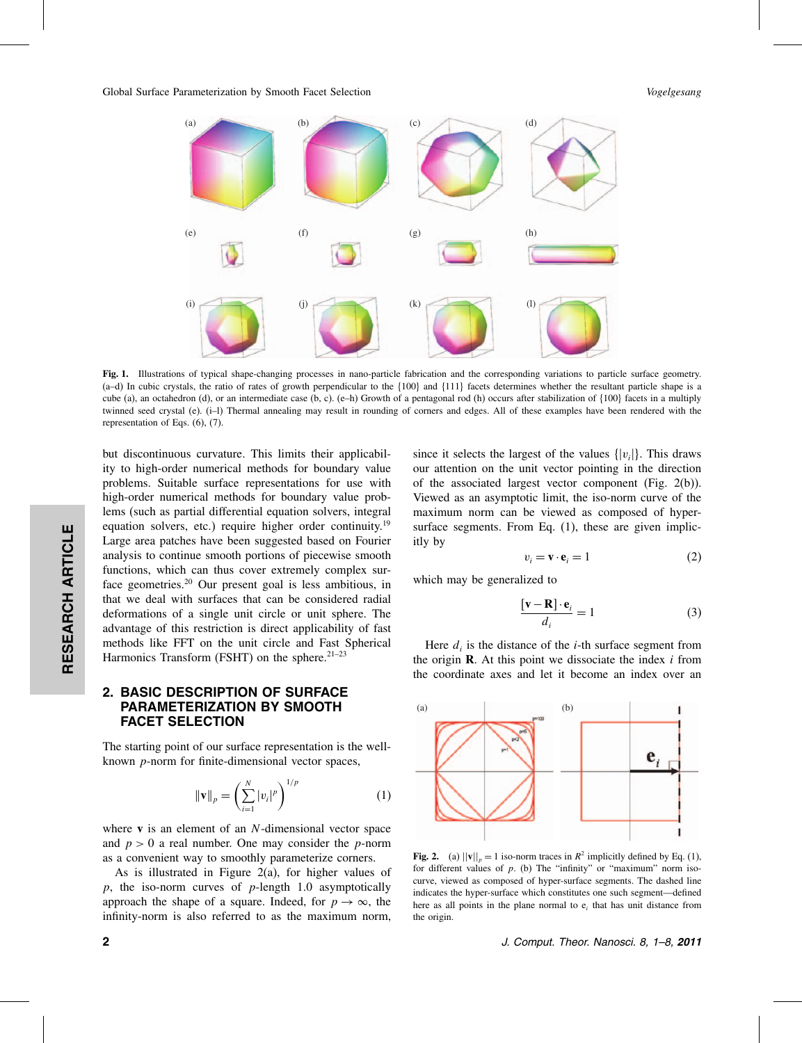Fig. 1. Illustrations of typical shape-changing processes in nano-particle fabrication and the corresponding variations to particle surface geometry. (a–d) In cubic crystals, the ratio of rates of growth perpendicular to the {100} and {111} facets determines whether the resultant particle shape is a cube (a), an octahedron (d), or an intermediate case (b, c). (e–h) Growth of a pentagonal rod (h) occurs after stabilization of {100} facets in a multiply twinned seed crystal (e). (i–l) Thermal annealing may result in rounding of corners and edges. All of these examples have been rendered with the representation of Eqs. (6), (7).

but discontinuous curvature. This limits their applicability to high-order numerical methods for boundary value problems. Suitable surface representations for use with high-order numerical methods for boundary value problems (such as partial differential equation solvers, integral equation solvers, etc.) require higher order continuity.[19] Large area patches have been suggested based on Fourier analysis to continue smooth portions of piecewise smooth functions, which can thus cover extremely complex surface geometries.[20] Our present goal is less ambitious, in that we deal with surfaces that can be considered radial deformations of a single unit circle or unit sphere. The advantage of this restriction is direct applicability of fast methods like FFT on the unit circle and Fast Spherical Harmonics Transform (FSHT) on the sphere.[21–23]

## 2. BASIC DESCRIPTION OF SURFACE PARAMETERIZATION BY SMOOTH FACET SELECTION

The starting point of our surface representation is the well-known $p$-norm for finite-dimensional vector spaces,

$$\|\mathbf{v}\|_p = \left(\sum_{i=1}^{N} |v_i|^p\right)^{1/p} \tag{1}$$

where $\mathbf{v}$ is an element of an $N$-dimensional vector space and $p > 0$ a real number. One may consider the $p$-norm as a convenient way to smoothly parameterize corners.

As is illustrated in Figure 2(a), for higher values of $p$, the iso-norm curves of $p$-length 1.0 asymptotically approach the shape of a square. Indeed, for $p \to \infty$, the infinity-norm is also referred to as the maximum norm, since it selects the largest of the values $\{|v_i|\}$. This draws our attention on the unit vector pointing in the direction of the associated largest vector component (Fig. 2(b)). Viewed as an asymptotic limit, the iso-norm curve of the maximum norm can be viewed as composed of hyper-surface segments. From Eq. (1), these are given implicitly by

$$v_i = \mathbf{v} \cdot \mathbf{e}_i = 1 \tag{2}$$

which may be generalized to

$$\frac{[\mathbf{v} - \mathbf{R}] \cdot \mathbf{e}_i}{d_i} = 1 \tag{3}$$

Here $d_i$ is the distance of the $i$-th surface segment from the origin $\mathbf{R}$. At this point we dissociate the index $i$ from the coordinate axes and let it become an index over an

Fig. 2. (a) $\|\mathbf{v}\|_p = 1$ iso-norm traces in $R^2$ implicitly defined by Eq. (1), for different values of $p$. (b) The "infinity" or "maximum" norm iso-curve, viewed as composed of hyper-surface segments. The dashed line indicates the hyper-surface which constitutes one such segment—defined here as all points in the plane normal to $\mathbf{e}_i$ that has unit distance from the origin.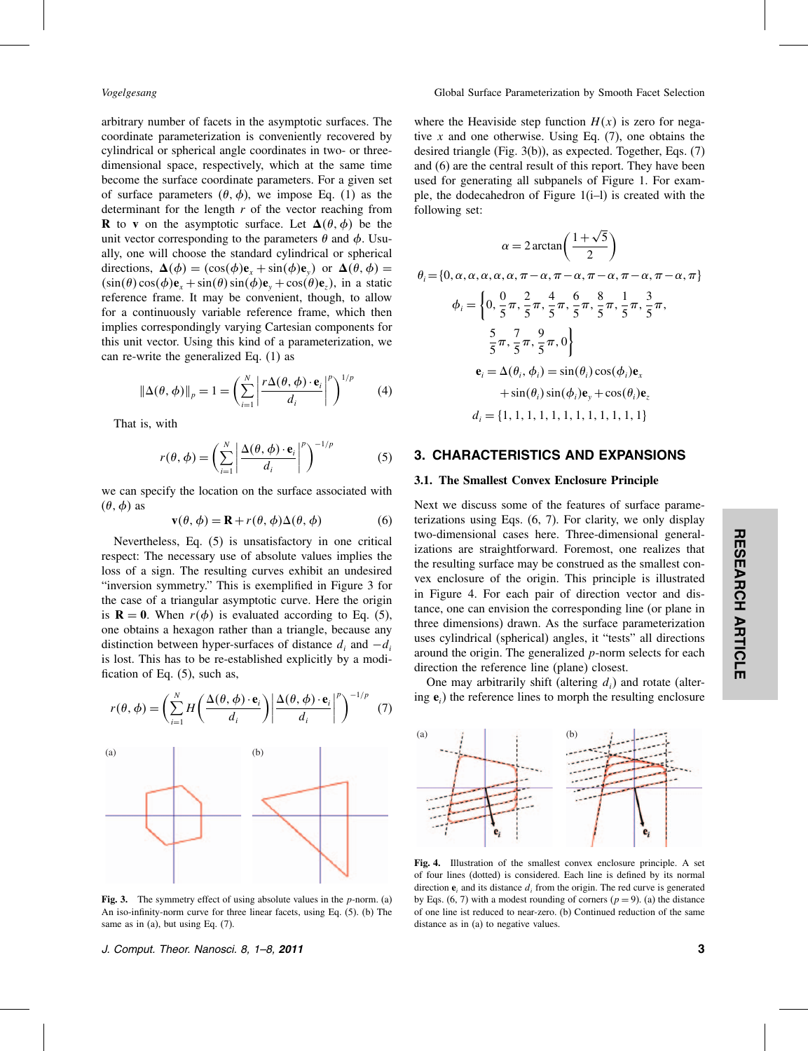arbitrary number of facets in the asymptotic surfaces. The coordinate parameterization is conveniently recovered by cylindrical or spherical angle coordinates in two- or three-dimensional space, respectively, which at the same time become the surface coordinate parameters. For a given set of surface parameters $(\theta, \phi)$, we impose Eq. (1) as the determinant for the length $r$ of the vector reaching from $\mathbf{R}$ to $\mathbf{v}$ on the asymptotic surface. Let $\boldsymbol{\Delta}(\theta, \phi)$ be the unit vector corresponding to the parameters $\theta$ and $\phi$. Usually, one will choose the standard cylindrical or spherical directions, $\boldsymbol{\Delta}(\phi) = (\cos(\phi)\mathbf{e}_x + \sin(\phi)\mathbf{e}_y)$ or $\boldsymbol{\Delta}(\theta, \phi) = (\sin(\theta)\cos(\phi)\mathbf{e}_x + \sin(\theta)\sin(\phi)\mathbf{e}_y + \cos(\theta)\mathbf{e}_z)$, in a static reference frame. It may be convenient, though, to allow for a continuously variable reference frame, which then implies correspondingly varying Cartesian components for this unit vector. Using this kind of a parameterization, we can re-write the generalized Eq. (1) as

$$\|\Delta(\theta, \phi)\|_p = 1 = \left(\sum_{i=1}^{N}\left|\frac{r\Delta(\theta, \phi)\cdot \mathbf{e}_i}{d_i}\right|^p\right)^{1/p} \tag{4}$$

That is, with

$$r(\theta, \phi) = \left(\sum_{i=1}^{N}\left|\frac{\Delta(\theta, \phi)\cdot \mathbf{e}_i}{d_i}\right|^p\right)^{-1/p} \tag{5}$$

we can specify the location on the surface associated with $(\theta, \phi)$ as

$$\mathbf{v}(\theta, \phi) = \mathbf{R} + r(\theta, \phi)\Delta(\theta, \phi) \tag{6}$$

Nevertheless, Eq. (5) is unsatisfactory in one critical respect: The necessary use of absolute values implies the loss of a sign. The resulting curves exhibit an undesired "inversion symmetry." This is exemplified in Figure 3 for the case of a triangular asymptotic curve. Here the origin is $\mathbf{R} = \mathbf{0}$. When $r(\phi)$ is evaluated according to Eq. (5), one obtains a hexagon rather than a triangle, because any distinction between hyper-surfaces of distance $d_i$ and $-d_i$ is lost. This has to be re-established explicitly by a modification of Eq. (5), such as,

$$r(\theta, \phi) = \left(\sum_{i=1}^{N} H\left(\frac{\Delta(\theta, \phi)\cdot \mathbf{e}_i}{d_i}\right)\left|\frac{\Delta(\theta, \phi)\cdot \mathbf{e}_i}{d_i}\right|^p\right)^{-1/p} \tag{7}$$

**Fig. 3.** The symmetry effect of using absolute values in the $p$-norm. (a) An iso-infinity-norm curve for three linear facets, using Eq. (5). (b) The same as in (a), but using Eq. (7).

where the Heaviside step function $H(x)$ is zero for negative $x$ and one otherwise. Using Eq. (7), one obtains the desired triangle (Fig. 3(b)), as expected. Together, Eqs. (7) and (6) are the central result of this report. They have been used for generating all subpanels of Figure 1. For example, the dodecahedron of Figure 1(i–l) is created with the following set:

$$\alpha = 2\arctan\left(\frac{1+\sqrt{5}}{2}\right)$$

$$\theta_i = \{0, \alpha, \alpha, \alpha, \alpha, \alpha, \pi-\alpha, \pi-\alpha, \pi-\alpha, \pi-\alpha, \pi-\alpha, \pi\}$$

$$\phi_i = \left\{0, \frac{0}{5}\pi, \frac{2}{5}\pi, \frac{4}{5}\pi, \frac{6}{5}\pi, \frac{8}{5}\pi, \frac{1}{5}\pi, \frac{3}{5}\pi, \frac{5}{5}\pi, \frac{7}{5}\pi, \frac{9}{5}\pi, 0\right\}$$

$$\mathbf{e}_i = \Delta(\theta_i, \phi_i) = \sin(\theta_i)\cos(\phi_i)\mathbf{e}_x + \sin(\theta_i)\sin(\phi_i)\mathbf{e}_y + \cos(\theta_i)\mathbf{e}_z$$

$$d_i = \{1, 1, 1, 1, 1, 1, 1, 1, 1, 1, 1, 1\}$$

## 3. CHARACTERISTICS AND EXPANSIONS

### 3.1. The Smallest Convex Enclosure Principle

Next we discuss some of the features of surface parameterizations using Eqs. (6, 7). For clarity, we only display two-dimensional cases here. Three-dimensional generalizations are straightforward. Foremost, one realizes that the resulting surface may be construed as the smallest convex enclosure of the origin. This principle is illustrated in Figure 4. For each pair of direction vector and distance, one can envision the corresponding line (or plane in three dimensions) drawn. As the surface parameterization uses cylindrical (spherical) angles, it "tests" all directions around the origin. The generalized $p$-norm selects for each direction the reference line (plane) closest.

One may arbitrarily shift (altering $d_i$) and rotate (altering $\mathbf{e}_i$) the reference lines to morph the resulting enclosure

**Fig. 4.** Illustration of the smallest convex enclosure principle. A set of four lines (dotted) is considered. Each line is defined by its normal direction $\mathbf{e}_i$ and its distance $d_i$ from the origin. The red curve is generated by Eqs. (6, 7) with a modest rounding of corners ($p = 9$). (a) the distance of one line ist reduced to near-zero. (b) Continued reduction of the same distance as in (a) to negative values.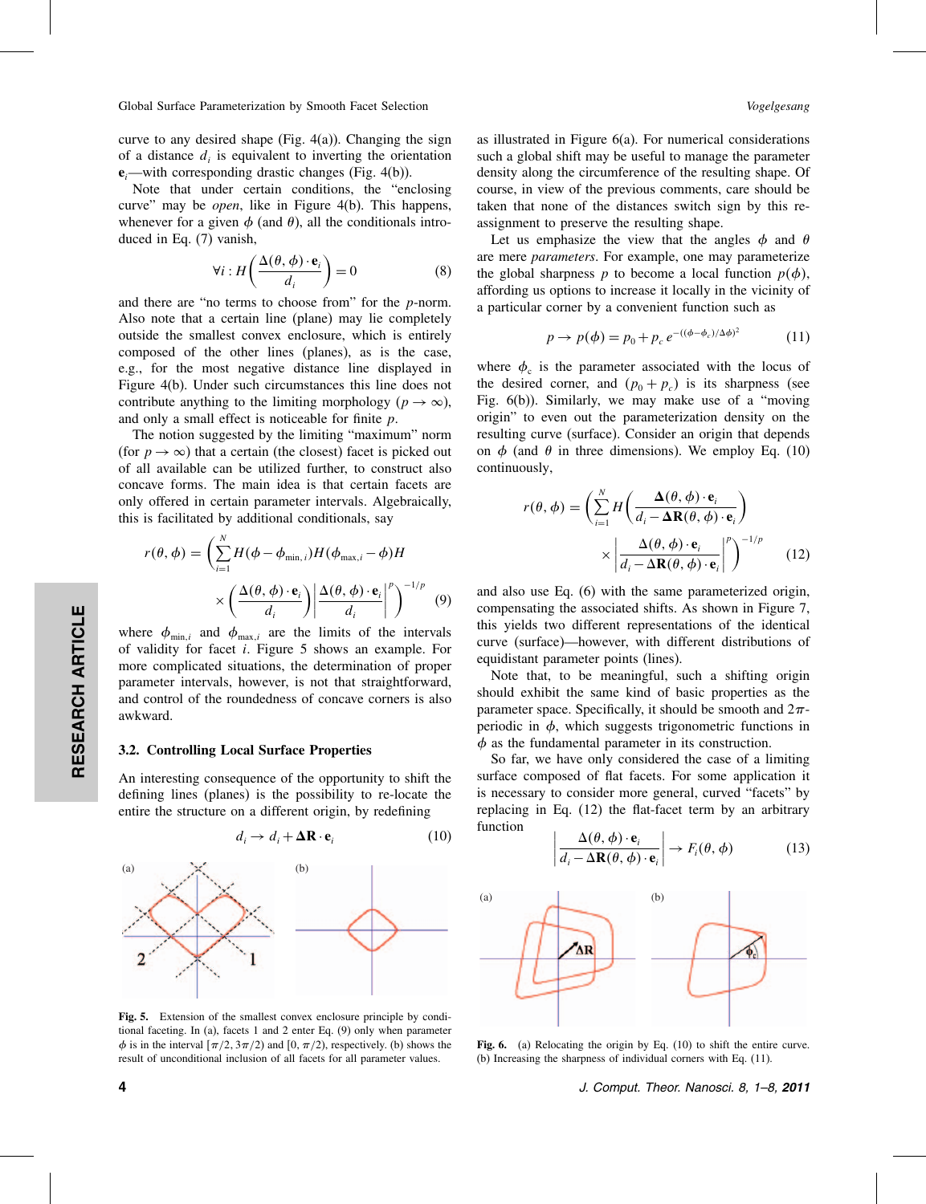curve to any desired shape (Fig. 4(a)). Changing the sign of a distance $d_i$ is equivalent to inverting the orientation $\mathbf{e}_i$—with corresponding drastic changes (Fig. 4(b)).

Note that under certain conditions, the "enclosing curve" may be *open*, like in Figure 4(b). This happens, whenever for a given $\phi$ (and $\theta$), all the conditionals introduced in Eq. (7) vanish,

$$\forall i : H\left(\frac{\Delta(\theta,\phi)\cdot\mathbf{e}_i}{d_i}\right) = 0 \tag{8}$$

and there are "no terms to choose from" for the $p$-norm. Also note that a certain line (plane) may lie completely outside the smallest convex enclosure, which is entirely composed of the other lines (planes), as is the case, e.g., for the most negative distance line displayed in Figure 4(b). Under such circumstances this line does not contribute anything to the limiting morphology ($p \to \infty$), and only a small effect is noticeable for finite $p$.

The notion suggested by the limiting "maximum" norm (for $p \to \infty$) that a certain (the closest) facet is picked out of all available can be utilized further, to construct also concave forms. The main idea is that certain facets are only offered in certain parameter intervals. Algebraically, this is facilitated by additional conditionals, say

$$r(\theta,\phi) = \left(\sum_{i=1}^{N} H(\phi-\phi_{\min,i})H(\phi_{\max,i}-\phi)H\left(\frac{\Delta(\theta,\phi)\cdot\mathbf{e}_i}{d_i}\right)\left|\frac{\Delta(\theta,\phi)\cdot\mathbf{e}_i}{d_i}\right|^{p}\right)^{-1/p} \tag{9}$$

where $\phi_{\min,i}$ and $\phi_{\max,i}$ are the limits of the intervals of validity for facet $i$. Figure 5 shows an example. For more complicated situations, the determination of proper parameter intervals, however, is not that straightforward, and control of the roundedness of concave corners is also awkward.

### 3.2. Controlling Local Surface Properties

An interesting consequence of the opportunity to shift the defining lines (planes) is the possibility to re-locate the entire structure on a different origin, by redefining

$$d_i \to d_i + \mathbf{\Delta R}\cdot\mathbf{e}_i \tag{10}$$

**Fig. 5.** Extension of the smallest convex enclosure principle by conditional faceting. In (a), facets 1 and 2 enter Eq. (9) only when parameter $\phi$ is in the interval $[\pi/2, 3\pi/2)$ and $[0, \pi/2)$, respectively. (b) shows the result of unconditional inclusion of all facets for all parameter values.

as illustrated in Figure 6(a). For numerical considerations such a global shift may be useful to manage the parameter density along the circumference of the resulting shape. Of course, in view of the previous comments, care should be taken that none of the distances switch sign by this re-assignment to preserve the resulting shape.

Let us emphasize the view that the angles $\phi$ and $\theta$ are mere *parameters*. For example, one may parameterize the global sharpness $p$ to become a local function $p(\phi)$, affording us options to increase it locally in the vicinity of a particular corner by a convenient function such as

$$p \to p(\phi) = p_0 + p_c\, e^{-((\phi-\phi_c)/\Delta\phi)^2} \tag{11}$$

where $\phi_c$ is the parameter associated with the locus of the desired corner, and $(p_0 + p_c)$ is its sharpness (see Fig. 6(b)). Similarly, we may make use of a "moving origin" to even out the parameterization density on the resulting curve (surface). Consider an origin that depends on $\phi$ (and $\theta$ in three dimensions). We employ Eq. (10) continuously,

$$r(\theta,\phi) = \left(\sum_{i=1}^{N} H\left(\frac{\mathbf{\Delta}(\theta,\phi)\cdot\mathbf{e}_i}{d_i - \mathbf{\Delta R}(\theta,\phi)\cdot\mathbf{e}_i}\right)\left|\frac{\Delta(\theta,\phi)\cdot\mathbf{e}_i}{d_i - \mathbf{\Delta R}(\theta,\phi)\cdot\mathbf{e}_i}\right|^{p}\right)^{-1/p} \tag{12}$$

and also use Eq. (6) with the same parameterized origin, compensating the associated shifts. As shown in Figure 7, this yields two different representations of the identical curve (surface)—however, with different distributions of equidistant parameter points (lines).

Note that, to be meaningful, such a shifting origin should exhibit the same kind of basic properties as the parameter space. Specifically, it should be smooth and $2\pi$-periodic in $\phi$, which suggests trigonometric functions in $\phi$ as the fundamental parameter in its construction.

So far, we have only considered the case of a limiting surface composed of flat facets. For some application it is necessary to consider more general, curved "facets" by replacing in Eq. (12) the flat-facet term by an arbitrary function

$$\left|\frac{\Delta(\theta,\phi)\cdot\mathbf{e}_i}{d_i - \mathbf{\Delta R}(\theta,\phi)\cdot\mathbf{e}_i}\right| \to F_i(\theta,\phi) \tag{13}$$

**Fig. 6.** (a) Relocating the origin by Eq. (10) to shift the entire curve. (b) Increasing the sharpness of individual corners with Eq. (11).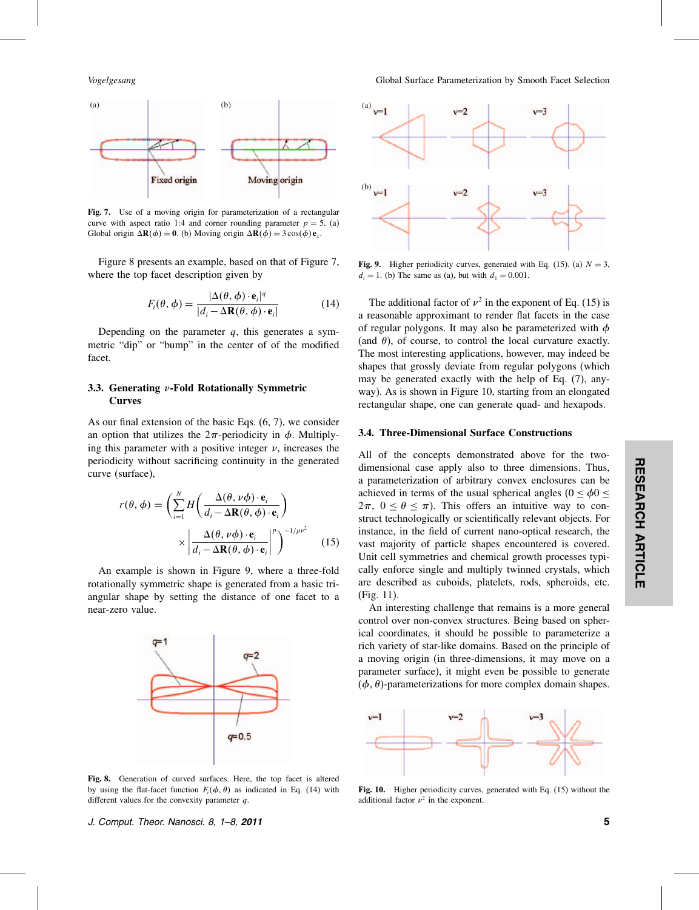Fig. 7. Use of a moving origin for parameterization of a rectangular curve with aspect ratio 1:4 and corner rounding parameter $p = 5$. (a) Global origin $\Delta\mathbf{R}(\phi) = \mathbf{0}$. (b) Moving origin $\Delta\mathbf{R}(\phi) = 3\cos(\phi)\,\mathbf{e}_x$.

Figure 8 presents an example, based on that of Figure 7, where the top facet description given by

$$F_i(\theta, \phi) = \frac{|\Delta(\theta, \phi) \cdot \mathbf{e}_i|^q}{|d_i - \Delta\mathbf{R}(\theta, \phi) \cdot \mathbf{e}_i|} \tag{14}$$

Depending on the parameter $q$, this generates a symmetric "dip" or "bump" in the center of of the modified facet.

### 3.3. Generating $\nu$-Fold Rotationally Symmetric Curves

As our final extension of the basic Eqs. (6, 7), we consider an option that utilizes the $2\pi$-periodicity in $\phi$. Multiplying this parameter with a positive integer $\nu$, increases the periodicity without sacrificing continuity in the generated curve (surface),

$$r(\theta, \phi) = \left( \sum_{i=1}^{N} H\left( \frac{\Delta(\theta, \nu\phi) \cdot \mathbf{e}_i}{d_i - \Delta\mathbf{R}(\theta, \phi) \cdot \mathbf{e}_i} \right) \times \left| \frac{\Delta(\theta, \nu\phi) \cdot \mathbf{e}_i}{d_i - \Delta\mathbf{R}(\theta, \phi) \cdot \mathbf{e}_i} \right|^p \right)^{-1/p\nu^2} \tag{15}$$

An example is shown in Figure 9, where a three-fold rotationally symmetric shape is generated from a basic triangular shape by setting the distance of one facet to a near-zero value.

Fig. 8. Generation of curved surfaces. Here, the top facet is altered by using the flat-facet function $F_i(\phi, \theta)$ as indicated in Eq. (14) with different values for the convexity parameter $q$.

Fig. 9. Higher periodicity curves, generated with Eq. (15). (a) $N = 3$, $d_i = 1$. (b) The same as (a), but with $d_1 = 0.001$.

The additional factor of $\nu^2$ in the exponent of Eq. (15) is a reasonable approximant to render flat facets in the case of regular polygons. It may also be parameterized with $\phi$ (and $\theta$), of course, to control the local curvature exactly. The most interesting applications, however, may indeed be shapes that grossly deviate from regular polygons (which may be generated exactly with the help of Eq. (7), anyway). As is shown in Figure 10, starting from an elongated rectangular shape, one can generate quad- and hexapods.

### 3.4. Three-Dimensional Surface Constructions

All of the concepts demonstrated above for the two-dimensional case apply also to three dimensions. Thus, a parameterization of arbitrary convex enclosures can be achieved in terms of the usual spherical angles ($0 \leq \phi 0 \leq 2\pi$, $0 \leq \theta \leq \pi$). This offers an intuitive way to construct technologically or scientifically relevant objects. For instance, in the field of current nano-optical research, the vast majority of particle shapes encountered is covered. Unit cell symmetries and chemical growth processes typically enforce single and multiply twinned crystals, which are described as cuboids, platelets, rods, spheroids, etc. (Fig. 11).

An interesting challenge that remains is a more general control over non-convex structures. Being based on spherical coordinates, it should be possible to parameterize a rich variety of star-like domains. Based on the principle of a moving origin (in three-dimensions, it may move on a parameter surface), it might even be possible to generate $(\phi, \theta)$-parameterizations for more complex domain shapes.

Fig. 10. Higher periodicity curves, generated with Eq. (15) without the additional factor $\nu^2$ in the exponent.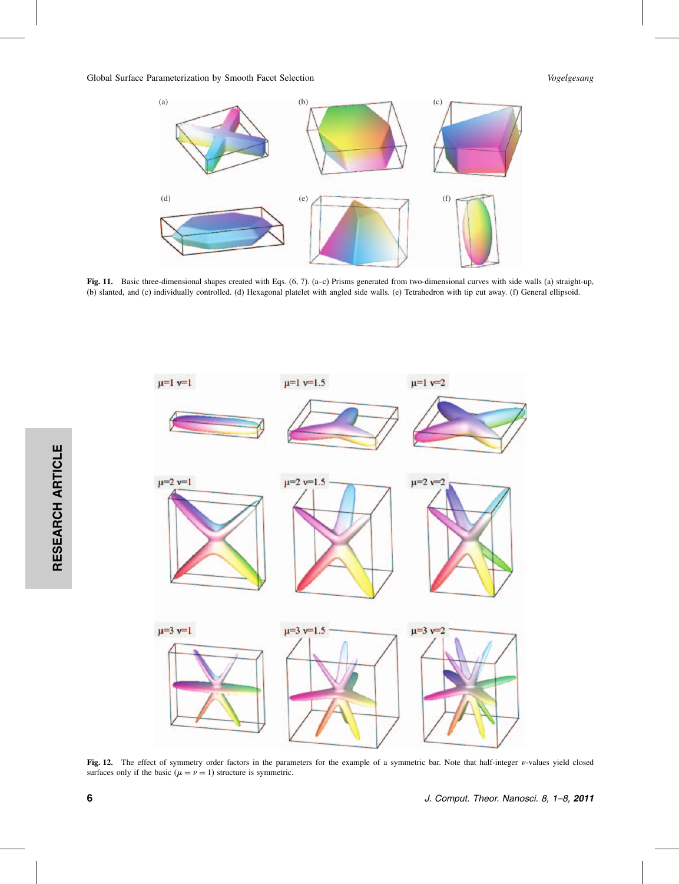Fig. 11. Basic three-dimensional shapes created with Eqs. (6, 7). (a–c) Prisms generated from two-dimensional curves with side walls (a) straight-up, (b) slanted, and (c) individually controlled. (d) Hexagonal platelet with angled side walls. (e) Tetrahedron with tip cut away. (f) General ellipsoid.

Fig. 12. The effect of symmetry order factors in the parameters for the example of a symmetric bar. Note that half-integer $\nu$-values yield closed surfaces only if the basic ($\mu = \nu = 1$) structure is symmetric.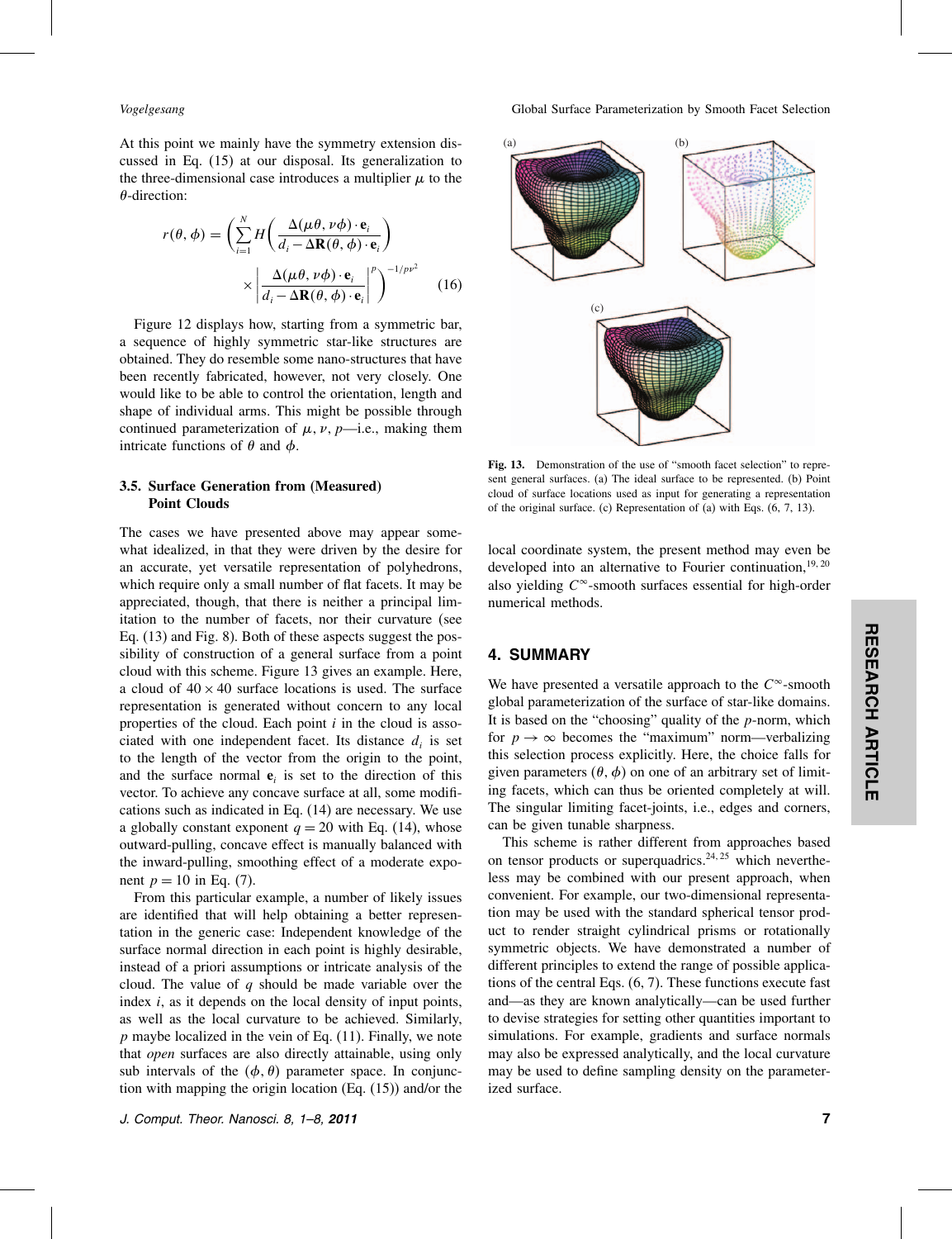At this point we mainly have the symmetry extension discussed in Eq. (15) at our disposal. Its generalization to the three-dimensional case introduces a multiplier $\mu$ to the $\theta$-direction:

$$r(\theta, \phi) = \left( \sum_{i=1}^{N} H\left( \frac{\Delta(\mu\theta, \nu\phi) \cdot \mathbf{e}_i}{d_i - \Delta\mathbf{R}(\theta, \phi) \cdot \mathbf{e}_i} \right) \times \left| \frac{\Delta(\mu\theta, \nu\phi) \cdot \mathbf{e}_i}{d_i - \Delta\mathbf{R}(\theta, \phi) \cdot \mathbf{e}_i} \right|^{p} \right)^{-1/p\nu^2} \tag{16}$$

Figure 12 displays how, starting from a symmetric bar, a sequence of highly symmetric star-like structures are obtained. They do resemble some nano-structures that have been recently fabricated, however, not very closely. One would like to be able to control the orientation, length and shape of individual arms. This might be possible through continued parameterization of $\mu$, $\nu$, $p$—i.e., making them intricate functions of $\theta$ and $\phi$.

### 3.5. Surface Generation from (Measured) Point Clouds

The cases we have presented above may appear somewhat idealized, in that they were driven by the desire for an accurate, yet versatile representation of polyhedrons, which require only a small number of flat facets. It may be appreciated, though, that there is neither a principal limitation to the number of facets, nor their curvature (see Eq. (13) and Fig. 8). Both of these aspects suggest the possibility of construction of a general surface from a point cloud with this scheme. Figure 13 gives an example. Here, a cloud of $40 \times 40$ surface locations is used. The surface representation is generated without concern to any local properties of the cloud. Each point $i$ in the cloud is associated with one independent facet. Its distance $d_i$ is set to the length of the vector from the origin to the point, and the surface normal $\mathbf{e}_i$ is set to the direction of this vector. To achieve any concave surface at all, some modifications such as indicated in Eq. (14) are necessary. We use a globally constant exponent $q = 20$ with Eq. (14), whose outward-pulling, concave effect is manually balanced with the inward-pulling, smoothing effect of a moderate exponent $p = 10$ in Eq. (7).

From this particular example, a number of likely issues are identified that will help obtaining a better representation in the generic case: Independent knowledge of the surface normal direction in each point is highly desirable, instead of a priori assumptions or intricate analysis of the cloud. The value of $q$ should be made variable over the index $i$, as it depends on the local density of input points, as well as the local curvature to be achieved. Similarly, $p$ maybe localized in the vein of Eq. (11). Finally, we note that *open* surfaces are also directly attainable, using only sub intervals of the $(\phi, \theta)$ parameter space. In conjunction with mapping the origin location (Eq. (15)) and/or the local coordinate system, the present method may even be developed into an alternative to Fourier continuation,[19, 20] also yielding $C^\infty$-smooth surfaces essential for high-order numerical methods.

Fig. 13. Demonstration of the use of "smooth facet selection" to represent general surfaces. (a) The ideal surface to be represented. (b) Point cloud of surface locations used as input for generating a representation of the original surface. (c) Representation of (a) with Eqs. (6, 7, 13).

## 4. SUMMARY

We have presented a versatile approach to the $C^\infty$-smooth global parameterization of the surface of star-like domains. It is based on the "choosing" quality of the $p$-norm, which for $p \to \infty$ becomes the "maximum" norm—verbalizing this selection process explicitly. Here, the choice falls for given parameters $(\theta, \phi)$ on one of an arbitrary set of limiting facets, which can thus be oriented completely at will. The singular limiting facet-joints, i.e., edges and corners, can be given tunable sharpness.

This scheme is rather different from approaches based on tensor products or superquadrics,[24, 25] which nevertheless may be combined with our present approach, when convenient. For example, our two-dimensional representation may be used with the standard spherical tensor product to render straight cylindrical prisms or rotationally symmetric objects. We have demonstrated a number of different principles to extend the range of possible applications of the central Eqs. (6, 7). These functions execute fast and—as they are known analytically—can be used further to devise strategies for setting other quantities important to simulations. For example, gradients and surface normals may also be expressed analytically, and the local curvature may be used to define sampling density on the parameterized surface.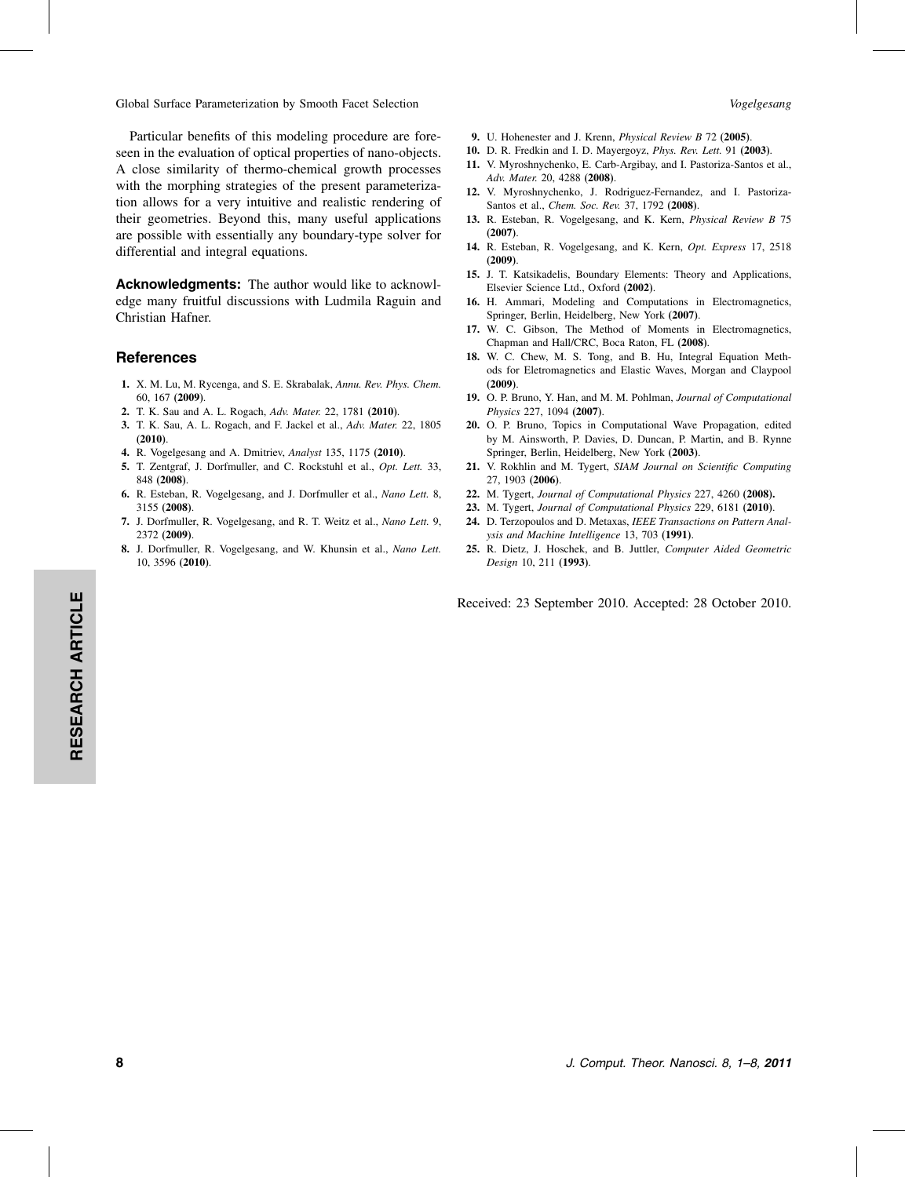Particular benefits of this modeling procedure are foreseen in the evaluation of optical properties of nano-objects. A close similarity of thermo-chemical growth processes with the morphing strategies of the present parameterization allows for a very intuitive and realistic rendering of their geometries. Beyond this, many useful applications are possible with essentially any boundary-type solver for differential and integral equations.

**Acknowledgments:** The author would like to acknowledge many fruitful discussions with Ludmila Raguin and Christian Hafner.

## References

1. X. M. Lu, M. Rycenga, and S. E. Skrabalak, *Annu. Rev. Phys. Chem.* 60, 167 (**2009**).
2. T. K. Sau and A. L. Rogach, *Adv. Mater.* 22, 1781 (**2010**).
3. T. K. Sau, A. L. Rogach, and F. Jackel et al., *Adv. Mater.* 22, 1805 (**2010**).
4. R. Vogelgesang and A. Dmitriev, *Analyst* 135, 1175 (**2010**).
5. T. Zentgraf, J. Dorfmuller, and C. Rockstuhl et al., *Opt. Lett.* 33, 848 (**2008**).
6. R. Esteban, R. Vogelgesang, and J. Dorfmuller et al., *Nano Lett.* 8, 3155 (**2008**).
7. J. Dorfmuller, R. Vogelgesang, and R. T. Weitz et al., *Nano Lett.* 9, 2372 (**2009**).
8. J. Dorfmuller, R. Vogelgesang, and W. Khunsin et al., *Nano Lett.* 10, 3596 (**2010**).
9. U. Hohenester and J. Krenn, *Physical Review B* 72 (**2005**).
10. D. R. Fredkin and I. D. Mayergoyz, *Phys. Rev. Lett.* 91 (**2003**).
11. V. Myroshnychenko, E. Carb-Argibay, and I. Pastoriza-Santos et al., *Adv. Mater.* 20, 4288 (**2008**).
12. V. Myroshnychenko, J. Rodriguez-Fernandez, and I. Pastoriza-Santos et al., *Chem. Soc. Rev.* 37, 1792 (**2008**).
13. R. Esteban, R. Vogelgesang, and K. Kern, *Physical Review B* 75 (**2007**).
14. R. Esteban, R. Vogelgesang, and K. Kern, *Opt. Express* 17, 2518 (**2009**).
15. J. T. Katsikadelis, Boundary Elements: Theory and Applications, Elsevier Science Ltd., Oxford (**2002**).
16. H. Ammari, Modeling and Computations in Electromagnetics, Springer, Berlin, Heidelberg, New York (**2007**).
17. W. C. Gibson, The Method of Moments in Electromagnetics, Chapman and Hall/CRC, Boca Raton, FL (**2008**).
18. W. C. Chew, M. S. Tong, and B. Hu, Integral Equation Methods for Eletromagnetics and Elastic Waves, Morgan and Claypool (**2009**).
19. O. P. Bruno, Y. Han, and M. M. Pohlman, *Journal of Computational Physics* 227, 1094 (**2007**).
20. O. P. Bruno, Topics in Computational Wave Propagation, edited by M. Ainsworth, P. Davies, D. Duncan, P. Martin, and B. Rynne Springer, Berlin, Heidelberg, New York (**2003**).
21. V. Rokhlin and M. Tygert, *SIAM Journal on Scientific Computing* 27, 1903 (**2006**).
22. M. Tygert, *Journal of Computational Physics* 227, 4260 (**2008**).
23. M. Tygert, *Journal of Computational Physics* 229, 6181 (**2010**).
24. D. Terzopoulos and D. Metaxas, *IEEE Transactions on Pattern Analysis and Machine Intelligence* 13, 703 (**1991**).
25. R. Dietz, J. Hoschek, and B. Juttler, *Computer Aided Geometric Design* 10, 211 (**1993**).

Received: 23 September 2010. Accepted: 28 October 2010.